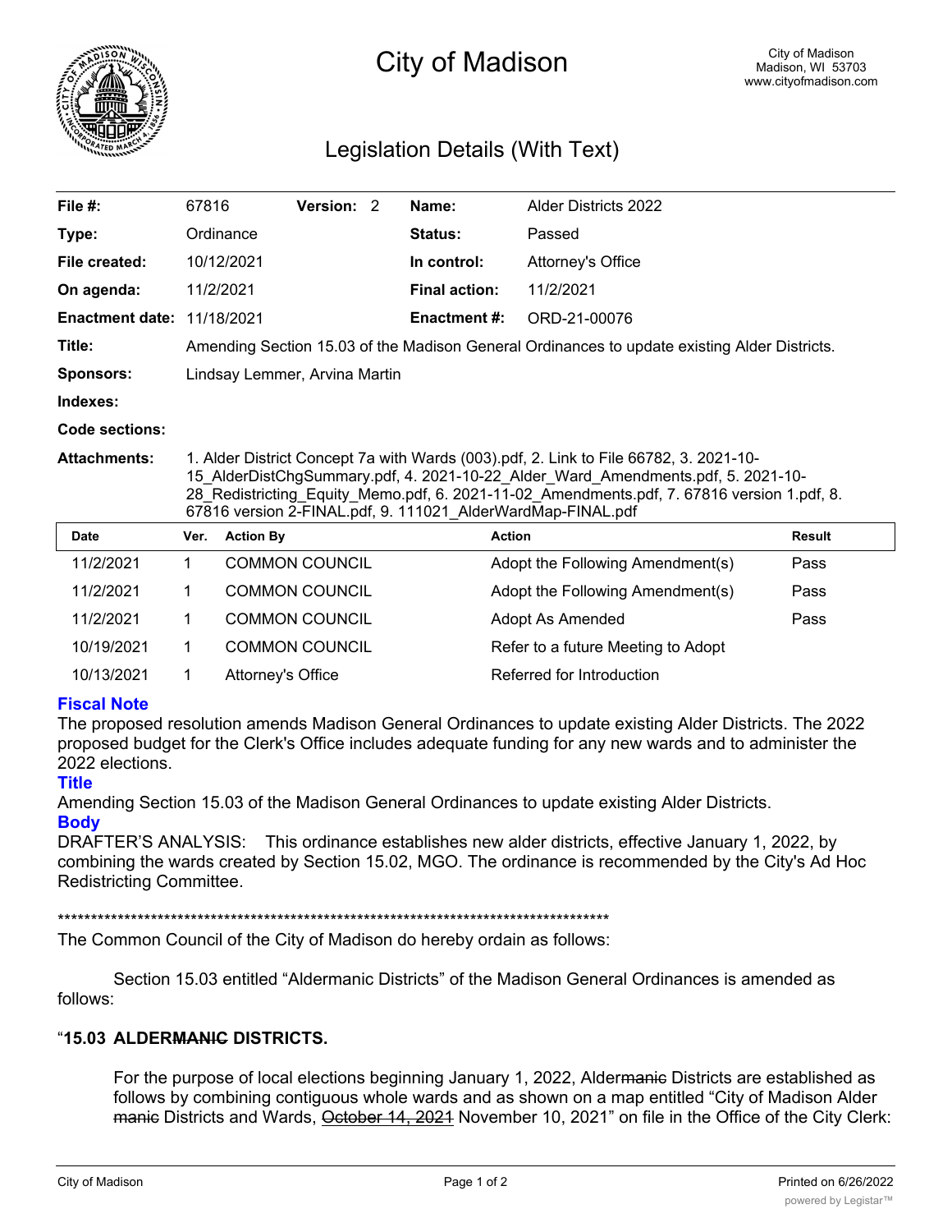# City of Madison

City of Madison
Madison, WI 53703
www.cityofmadison.com

## Legislation Details (With Text)

| | | | | | |
|---|---|---|---|---|---|
| **File #:** | 67816 | **Version:** 2 | | **Name:** | Alder Districts 2022 |
| **Type:** | Ordinance | | | **Status:** | Passed |
| **File created:** | 10/12/2021 | | | **In control:** | Attorney's Office |
| **On agenda:** | 11/2/2021 | | | **Final action:** | 11/2/2021 |
| **Enactment date:** | 11/18/2021 | | | **Enactment #:** | ORD-21-00076 |

**Title:** Amending Section 15.03 of the Madison General Ordinances to update existing Alder Districts.

**Sponsors:** Lindsay Lemmer, Arvina Martin

**Indexes:**

**Code sections:**

**Attachments:** 1. Alder District Concept 7a with Wards (003).pdf, 2. Link to File 66782, 3. 2021-10-15_AlderDistChgSummary.pdf, 4. 2021-10-22_Alder_Ward_Amendments.pdf, 5. 2021-10-28_Redistricting_Equity_Memo.pdf, 6. 2021-11-02_Amendments.pdf, 7. 67816 version 1.pdf, 8. 67816 version 2-FINAL.pdf, 9. 111021_AlderWardMap-FINAL.pdf

| Date | Ver. | Action By | Action | Result |
|---|---|---|---|---|
| 11/2/2021 | 1 | COMMON COUNCIL | Adopt the Following Amendment(s) | Pass |
| 11/2/2021 | 1 | COMMON COUNCIL | Adopt the Following Amendment(s) | Pass |
| 11/2/2021 | 1 | COMMON COUNCIL | Adopt As Amended | Pass |
| 10/19/2021 | 1 | COMMON COUNCIL | Refer to a future Meeting to Adopt | |
| 10/13/2021 | 1 | Attorney's Office | Referred for Introduction | |

### Fiscal Note

The proposed resolution amends Madison General Ordinances to update existing Alder Districts. The 2022 proposed budget for the Clerk's Office includes adequate funding for any new wards and to administer the 2022 elections.

### Title

Amending Section 15.03 of the Madison General Ordinances to update existing Alder Districts.

### Body

DRAFTER'S ANALYSIS: This ordinance establishes new alder districts, effective January 1, 2022, by combining the wards created by Section 15.02, MGO. The ordinance is recommended by the City's Ad Hoc Redistricting Committee.

***************************************************************************************

The Common Council of the City of Madison do hereby ordain as follows:

Section 15.03 entitled "Aldermanic Districts" of the Madison General Ordinances is amended as follows:

"**15.03 ALDER~~MANIC~~ DISTRICTS.**

For the purpose of local elections beginning January 1, 2022, Alder~~manic~~ Districts are established as follows by combining contiguous whole wards and as shown on a map entitled "City of Madison Alder ~~manic~~ Districts and Wards, ~~October 14, 2021~~ November 10, 2021" on file in the Office of the City Clerk: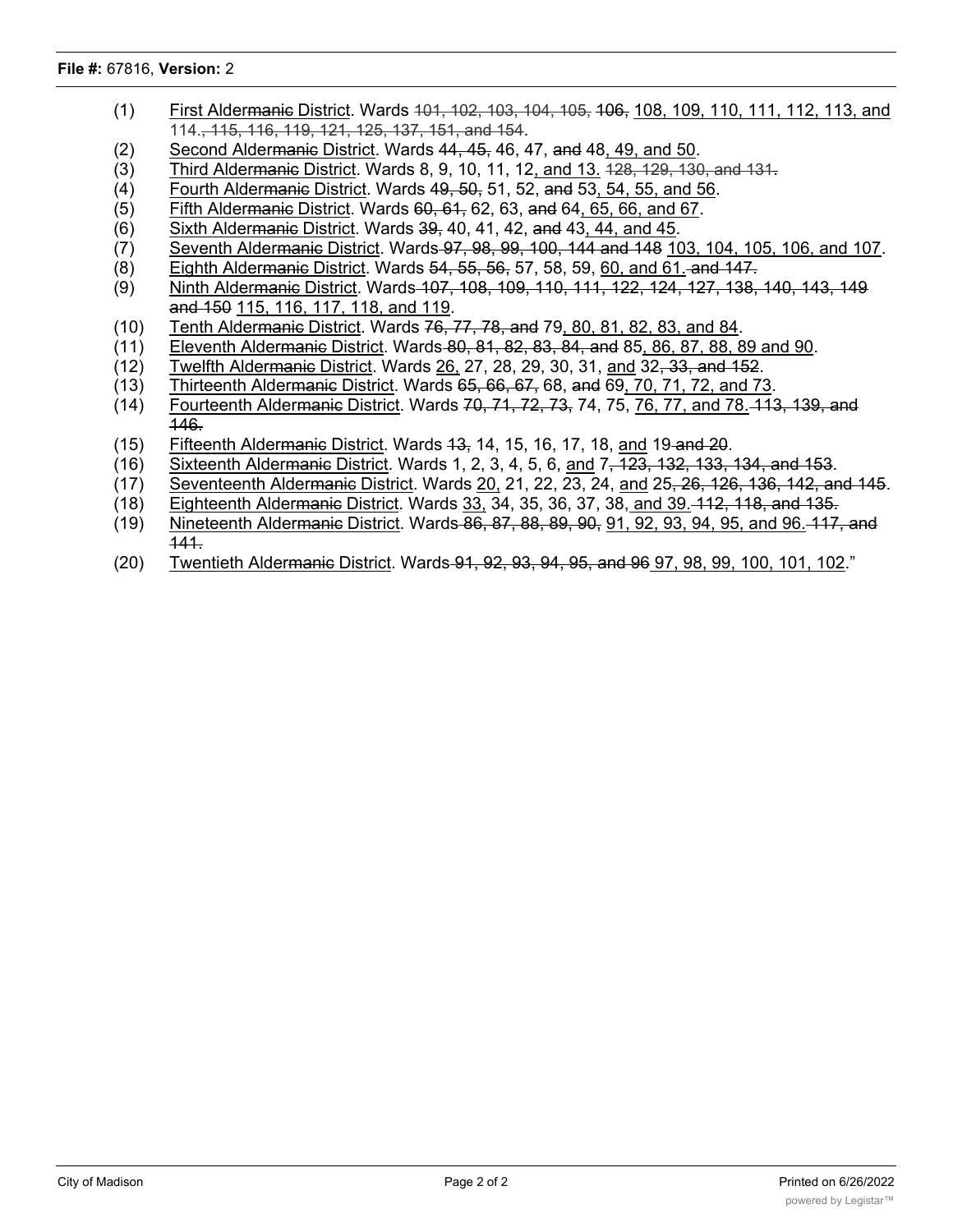(1) First Alder~~manic~~ District. Wards ~~101, 102, 103, 104, 105,~~ ~~106,~~ 108, 109, 110, 111, 112, 113, and 114~~., 115, 116, 119, 121, 125, 137, 151, and 154~~.

(2) Second Alder~~manic~~ District. Wards ~~44, 45,~~ 46, 47, ~~and~~ 48, 49, and 50.

(3) Third Alder~~manic~~ District. Wards 8, 9, 10, 11, 12, and 13. ~~128, 129, 130, and 131.~~

(4) Fourth Alder~~manic~~ District. Wards ~~49, 50,~~ 51, 52, ~~and~~ 53, 54, 55, and 56.

(5) Fifth Alder~~manic~~ District. Wards ~~60, 61,~~ 62, 63, ~~and~~ 64, 65, 66, and 67.

(6) Sixth Alder~~manic~~ District. Wards ~~39,~~ 40, 41, 42, ~~and~~ 43, 44, and 45.

(7) Seventh Alder~~manic~~ District. Wards ~~97, 98, 99, 100, 144 and 148~~ 103, 104, 105, 106, and 107.

(8) Eighth Alder~~manic~~ District. Wards ~~54, 55, 56,~~ 57, 58, 59, 60, and 61. ~~and 147.~~

(9) Ninth Alder~~manic~~ District. Wards ~~107, 108, 109, 110, 111, 122, 124, 127, 138, 140, 143, 149 and 150~~ 115, 116, 117, 118, and 119.

(10) Tenth Alder~~manic~~ District. Wards ~~76, 77, 78, and~~ 79, 80, 81, 82, 83, and 84.

(11) Eleventh Alder~~manic~~ District. Wards ~~80, 81, 82, 83, 84, and~~ 85, 86, 87, 88, 89 and 90.

(12) Twelfth Alder~~manic~~ District. Wards 26, 27, 28, 29, 30, 31, and 32~~, 33, and 152~~.

(13) Thirteenth Alder~~manic~~ District. Wards ~~65, 66, 67,~~ 68, ~~and~~ 69, 70, 71, 72, and 73.

(14) Fourteenth Alder~~manic~~ District. Wards ~~70, 71, 72, 73,~~ 74, 75, 76, 77, and 78. ~~113, 139, and 146.~~

(15) Fifteenth Alder~~manic~~ District. Wards ~~13,~~ 14, 15, 16, 17, 18, and 19 ~~and 20~~.

(16) Sixteenth Alder~~manic~~ District. Wards 1, 2, 3, 4, 5, 6, and 7~~, 123, 132, 133, 134, and 153~~.

(17) Seventeenth Alder~~manic~~ District. Wards 20, 21, 22, 23, 24, and 25~~, 26, 126, 136, 142, and 145~~.

(18) Eighteenth Alder~~manic~~ District. Wards 33, 34, 35, 36, 37, 38, and 39. ~~112, 118, and 135.~~

(19) Nineteenth Alder~~manic~~ District. Wards ~~86, 87, 88, 89, 90,~~ 91, 92, 93, 94, 95, and 96. ~~117, and 141.~~

(20) Twentieth Alder~~manic~~ District. Wards ~~91, 92, 93, 94, 95, and 96~~ 97, 98, 99, 100, 101, 102."